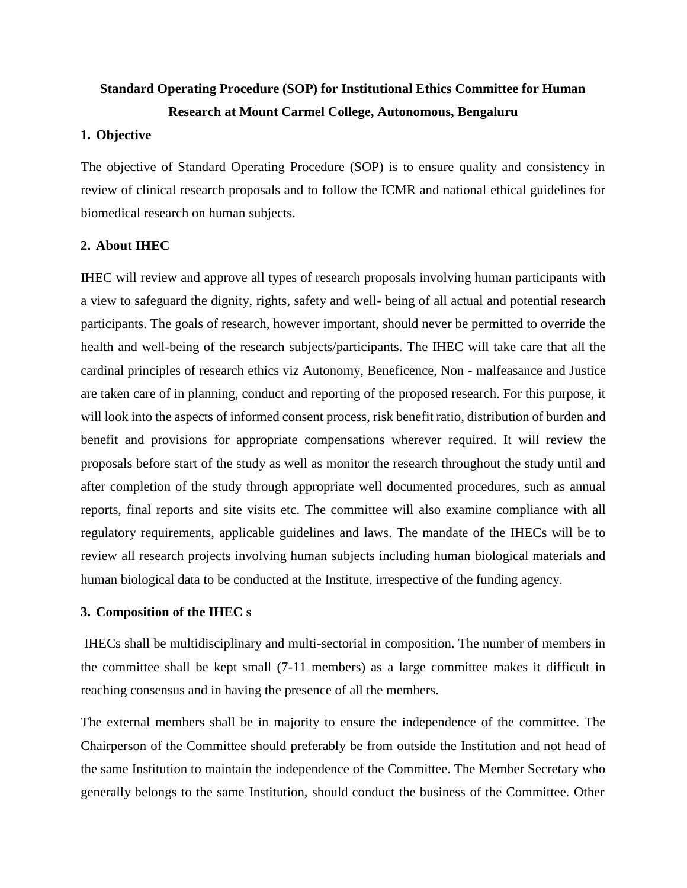# Standard Operating Procedure (SOP) for Institutional Ethics Committee for Human Research at Mount Carmel College, Autonomous, Bengaluru

## 1. Objective

The objective of Standard Operating Procedure (SOP) is to ensure quality and consistency in review of clinical research proposals and to follow the ICMR and national ethical guidelines for biomedical research on human subjects.

## 2. About IHEC

IHEC will review and approve all types of research proposals involving human participants with a view to safeguard the dignity, rights, safety and well- being of all actual and potential research participants. The goals of research, however important, should never be permitted to override the health and well-being of the research subjects/participants. The IHEC will take care that all the cardinal principles of research ethics viz Autonomy, Beneficence, Non - malfeasance and Justice are taken care of in planning, conduct and reporting of the proposed research. For this purpose, it will look into the aspects of informed consent process, risk benefit ratio, distribution of burden and benefit and provisions for appropriate compensations wherever required. It will review the proposals before start of the study as well as monitor the research throughout the study until and after completion of the study through appropriate well documented procedures, such as annual reports, final reports and site visits etc. The committee will also examine compliance with all regulatory requirements, applicable guidelines and laws. The mandate of the IHECs will be to review all research projects involving human subjects including human biological materials and human biological data to be conducted at the Institute, irrespective of the funding agency.

## 3. Composition of the IHEC s

IHECs shall be multidisciplinary and multi-sectorial in composition. The number of members in the committee shall be kept small (7-11 members) as a large committee makes it difficult in reaching consensus and in having the presence of all the members.

The external members shall be in majority to ensure the independence of the committee. The Chairperson of the Committee should preferably be from outside the Institution and not head of the same Institution to maintain the independence of the Committee. The Member Secretary who generally belongs to the same Institution, should conduct the business of the Committee. Other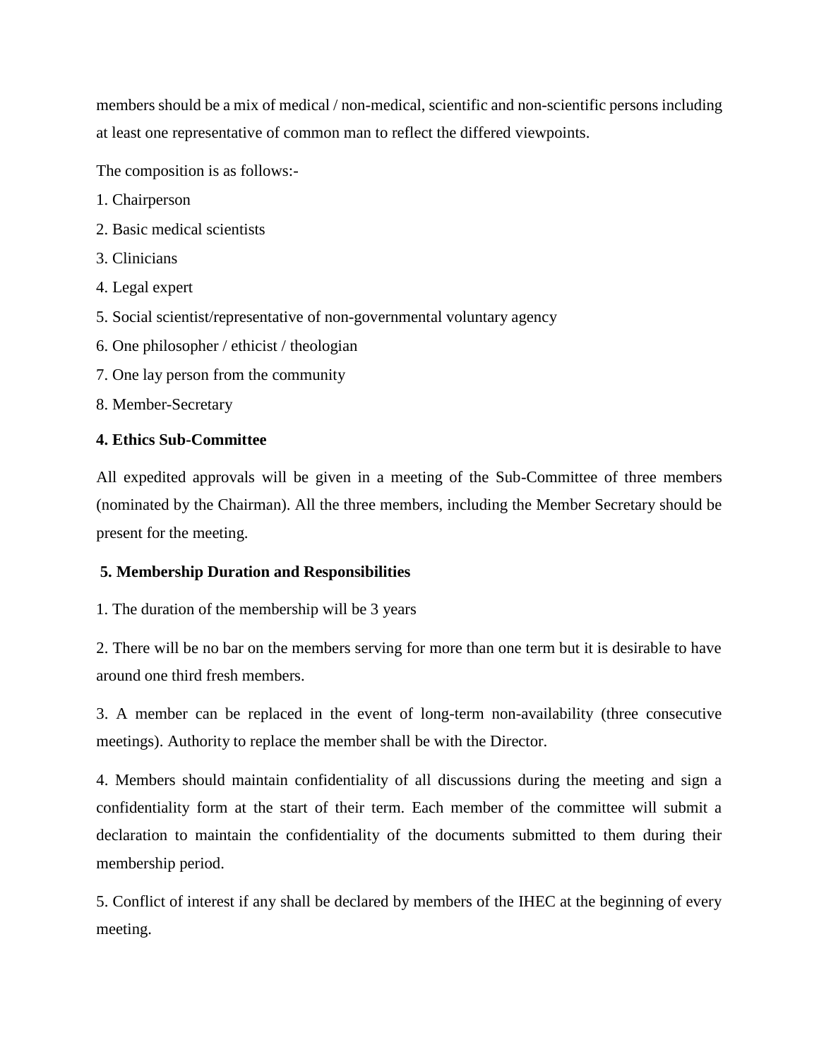members should be a mix of medical / non-medical, scientific and non-scientific persons including at least one representative of common man to reflect the differed viewpoints.

The composition is as follows:-

1. Chairperson
2. Basic medical scientists
3. Clinicians
4. Legal expert
5. Social scientist/representative of non-governmental voluntary agency
6. One philosopher / ethicist / theologian
7. One lay person from the community
8. Member-Secretary

**4. Ethics Sub-Committee**

All expedited approvals will be given in a meeting of the Sub-Committee of three members (nominated by the Chairman). All the three members, including the Member Secretary should be present for the meeting.

**5. Membership Duration and Responsibilities**

1. The duration of the membership will be 3 years

2. There will be no bar on the members serving for more than one term but it is desirable to have around one third fresh members.

3. A member can be replaced in the event of long-term non-availability (three consecutive meetings). Authority to replace the member shall be with the Director.

4. Members should maintain confidentiality of all discussions during the meeting and sign a confidentiality form at the start of their term. Each member of the committee will submit a declaration to maintain the confidentiality of the documents submitted to them during their membership period.

5. Conflict of interest if any shall be declared by members of the IHEC at the beginning of every meeting.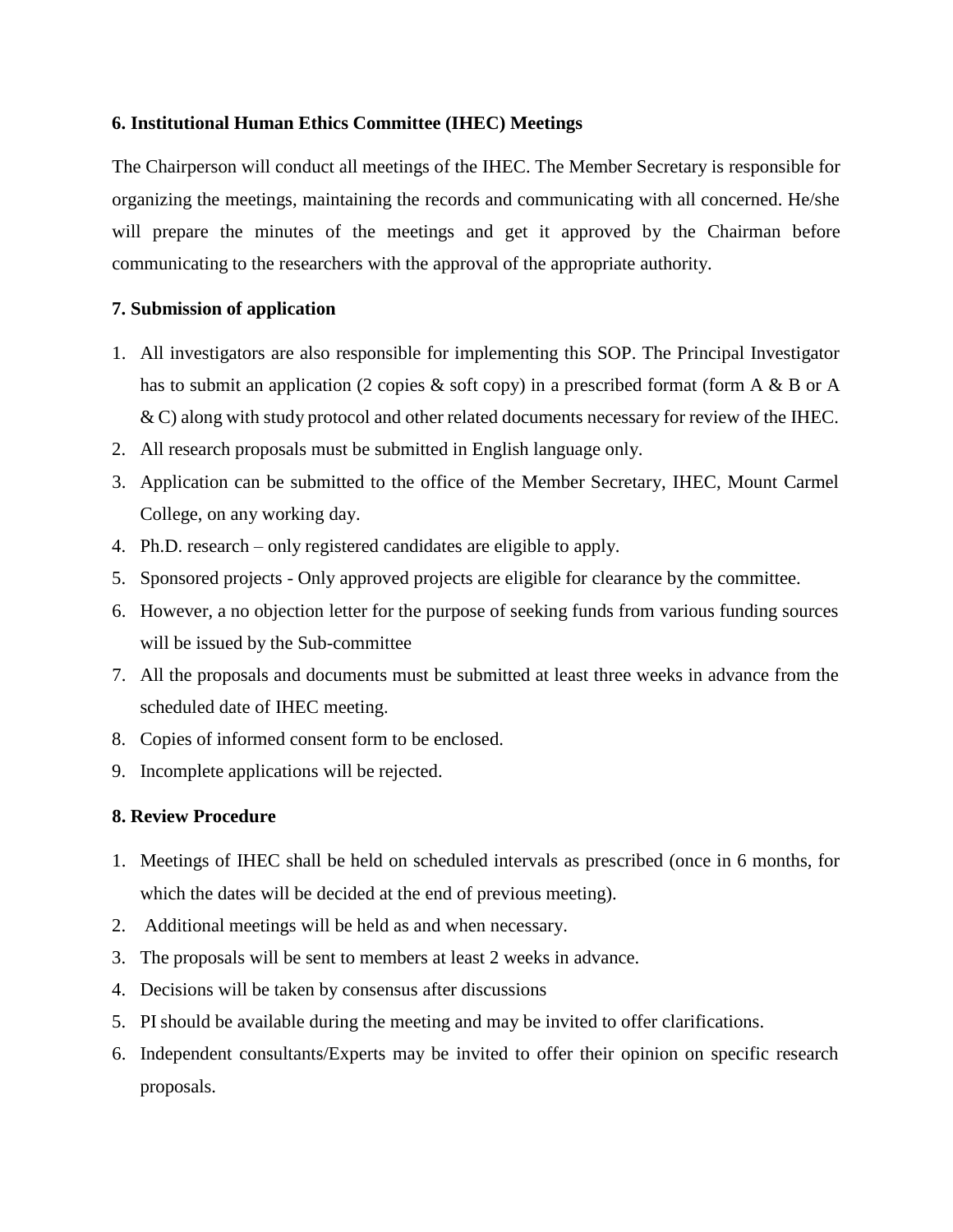**6. Institutional Human Ethics Committee (IHEC) Meetings**

The Chairperson will conduct all meetings of the IHEC. The Member Secretary is responsible for organizing the meetings, maintaining the records and communicating with all concerned. He/she will prepare the minutes of the meetings and get it approved by the Chairman before communicating to the researchers with the approval of the appropriate authority.

**7. Submission of application**

1. All investigators are also responsible for implementing this SOP. The Principal Investigator has to submit an application (2 copies & soft copy) in a prescribed format (form A & B or A & C) along with study protocol and other related documents necessary for review of the IHEC.
2. All research proposals must be submitted in English language only.
3. Application can be submitted to the office of the Member Secretary, IHEC, Mount Carmel College, on any working day.
4. Ph.D. research – only registered candidates are eligible to apply.
5. Sponsored projects - Only approved projects are eligible for clearance by the committee.
6. However, a no objection letter for the purpose of seeking funds from various funding sources will be issued by the Sub-committee
7. All the proposals and documents must be submitted at least three weeks in advance from the scheduled date of IHEC meeting.
8. Copies of informed consent form to be enclosed.
9. Incomplete applications will be rejected.

**8. Review Procedure**

1. Meetings of IHEC shall be held on scheduled intervals as prescribed (once in 6 months, for which the dates will be decided at the end of previous meeting).
2. Additional meetings will be held as and when necessary.
3. The proposals will be sent to members at least 2 weeks in advance.
4. Decisions will be taken by consensus after discussions
5. PI should be available during the meeting and may be invited to offer clarifications.
6. Independent consultants/Experts may be invited to offer their opinion on specific research proposals.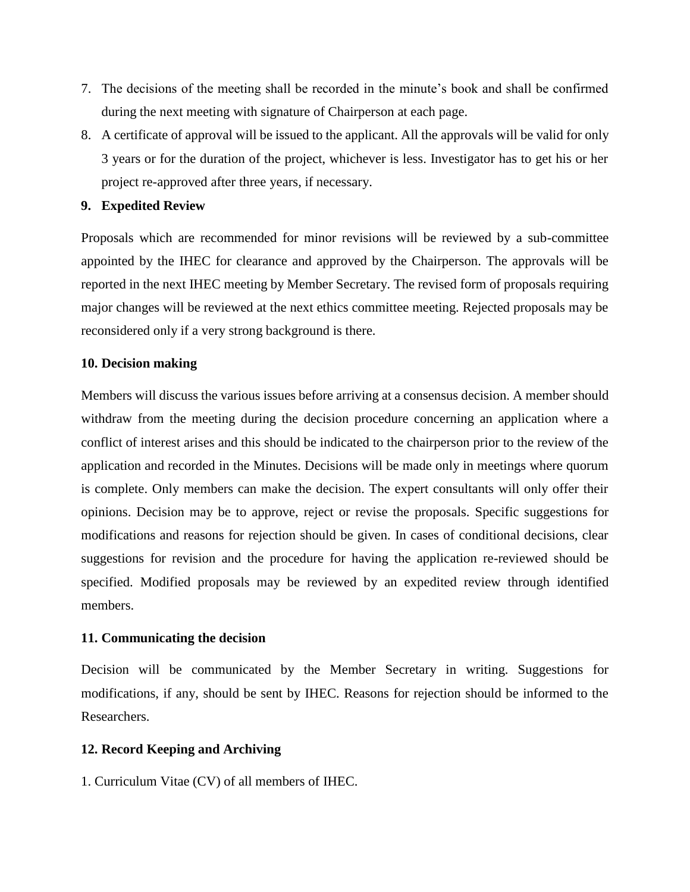7. The decisions of the meeting shall be recorded in the minute's book and shall be confirmed during the next meeting with signature of Chairperson at each page.
8. A certificate of approval will be issued to the applicant. All the approvals will be valid for only 3 years or for the duration of the project, whichever is less. Investigator has to get his or her project re-approved after three years, if necessary.

**9. Expedited Review**

Proposals which are recommended for minor revisions will be reviewed by a sub-committee appointed by the IHEC for clearance and approved by the Chairperson. The approvals will be reported in the next IHEC meeting by Member Secretary. The revised form of proposals requiring major changes will be reviewed at the next ethics committee meeting. Rejected proposals may be reconsidered only if a very strong background is there.

**10. Decision making**

Members will discuss the various issues before arriving at a consensus decision. A member should withdraw from the meeting during the decision procedure concerning an application where a conflict of interest arises and this should be indicated to the chairperson prior to the review of the application and recorded in the Minutes. Decisions will be made only in meetings where quorum is complete. Only members can make the decision. The expert consultants will only offer their opinions. Decision may be to approve, reject or revise the proposals. Specific suggestions for modifications and reasons for rejection should be given. In cases of conditional decisions, clear suggestions for revision and the procedure for having the application re-reviewed should be specified. Modified proposals may be reviewed by an expedited review through identified members.

**11. Communicating the decision**

Decision will be communicated by the Member Secretary in writing. Suggestions for modifications, if any, should be sent by IHEC. Reasons for rejection should be informed to the Researchers.

**12. Record Keeping and Archiving**

1. Curriculum Vitae (CV) of all members of IHEC.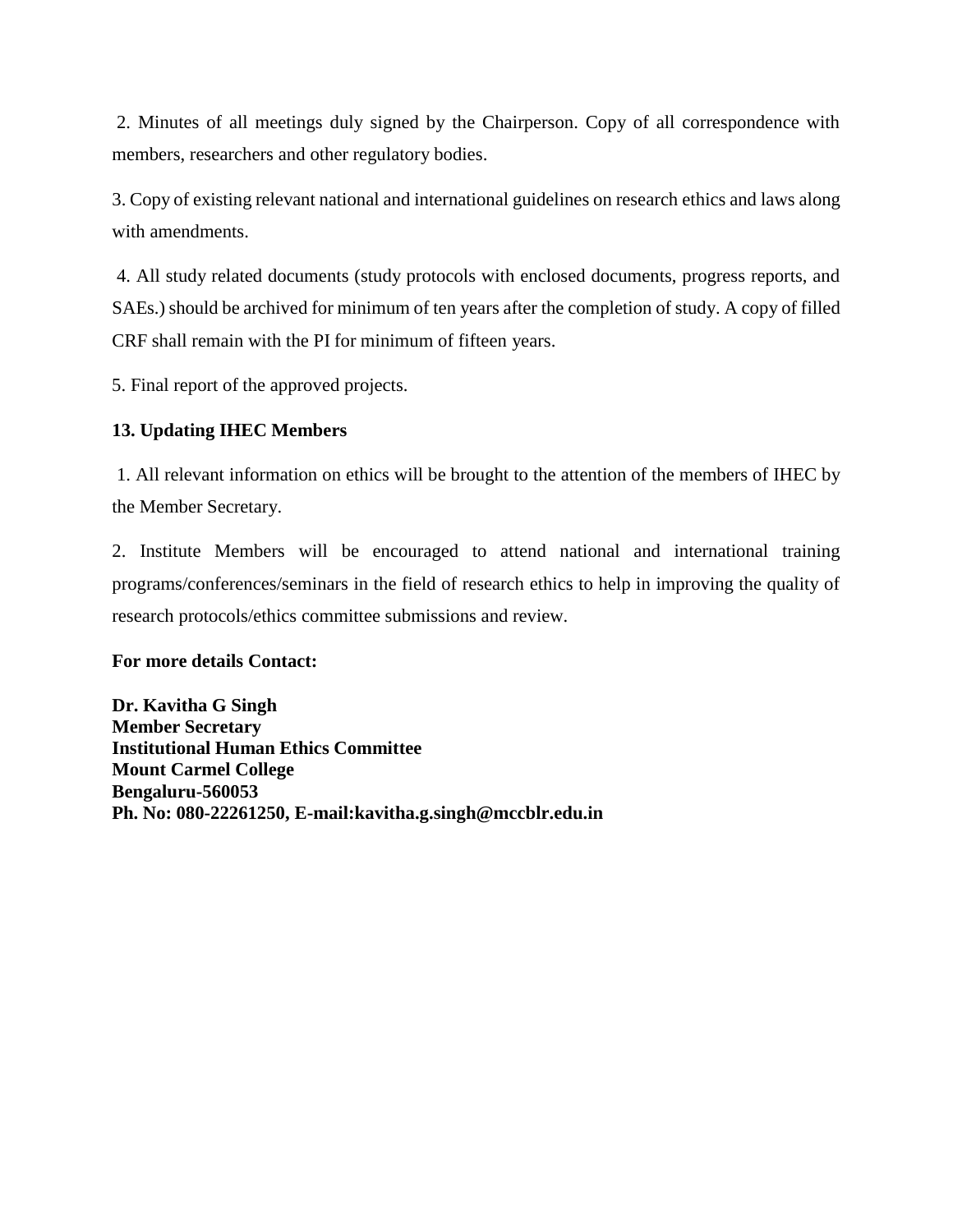2. Minutes of all meetings duly signed by the Chairperson. Copy of all correspondence with members, researchers and other regulatory bodies.

3. Copy of existing relevant national and international guidelines on research ethics and laws along with amendments.

4. All study related documents (study protocols with enclosed documents, progress reports, and SAEs.) should be archived for minimum of ten years after the completion of study. A copy of filled CRF shall remain with the PI for minimum of fifteen years.

5. Final report of the approved projects.

**13. Updating IHEC Members**

1. All relevant information on ethics will be brought to the attention of the members of IHEC by the Member Secretary.

2. Institute Members will be encouraged to attend national and international training programs/conferences/seminars in the field of research ethics to help in improving the quality of research protocols/ethics committee submissions and review.

**For more details Contact:**

**Dr. Kavitha G Singh**
**Member Secretary**
**Institutional Human Ethics Committee**
**Mount Carmel College**
**Bengaluru-560053**
**Ph. No: 080-22261250, E-mail:kavitha.g.singh@mccblr.edu.in**